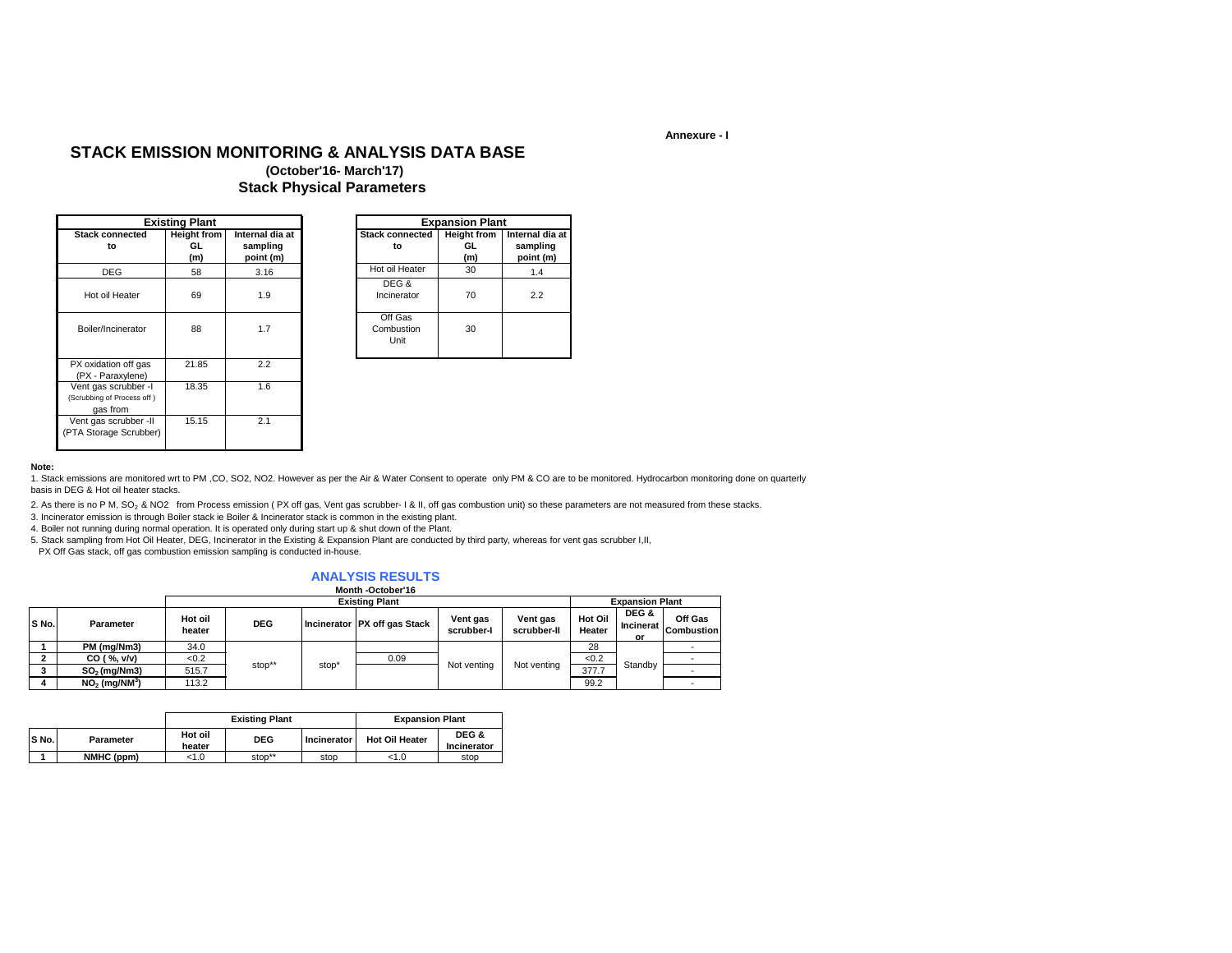Annexure - I

# STACK EMISSION MONITORING & ANALYSIS DATA BASE

**(October'16- March'17)**

## Stack Physical Parameters

| Existing Plant | | |
|---|---|---|
| **Stack connected to** | **Height from GL (m)** | **Internal dia at sampling point (m)** |
| DEG | 58 | 3.16 |
| Hot oil Heater | 69 | 1.9 |
| Boiler/Incinerator | 88 | 1.7 |
| PX oxidation off gas (PX - Paraxylene) | 21.85 | 2.2 |
| Vent gas scrubber -I (Scrubbing of Process off ) gas from | 18.35 | 1.6 |
| Vent gas scrubber -II (PTA Storage Scrubber) | 15.15 | 2.1 |

| Expansion Plant | | |
|---|---|---|
| **Stack connected to** | **Height from GL (m)** | **Internal dia at sampling point (m)** |
| Hot oil Heater | 30 | 1.4 |
| DEG & Incinerator | 70 | 2.2 |
| Off Gas Combustion Unit | 30 | |

**Note:**

1. Stack emissions are monitored wrt to PM ,CO, SO2, NO2. However as per the Air & Water Consent to operate only PM & CO are to be monitored. Hydrocarbon monitoring done on quarterly basis in DEG & Hot oil heater stacks.
2. As there is no P M, $SO_2$ & NO2 from Process emission ( PX off gas, Vent gas scrubber- I & II, off gas combustion unit) so these parameters are not measured from these stacks.
3. Incinerator emission is through Boiler stack ie Boiler & Incinerator stack is common in the existing plant.
4. Boiler not running during normal operation. It is operated only during start up & shut down of the Plant.
5. Stack sampling from Hot Oil Heater, DEG, Incinerator in the Existing & Expansion Plant are conducted by third party, whereas for vent gas scrubber I,II, PX Off Gas stack, off gas combustion emission sampling is conducted in-house.

## ANALYSIS RESULTS

**Month -October'16**

| S No. | Parameter | Existing Plant | | | | | | Expansion Plant | | |
|---|---|---|---|---|---|---|---|---|---|---|
| | | **Hot oil heater** | **DEG** | **Incinerator** | **PX off gas Stack** | **Vent gas scrubber-I** | **Vent gas scrubber-II** | **Hot Oil Heater** | **DEG & Incinerator** | **Off Gas Combustion** |
| 1 | PM (mg/Nm3) | 34.0 | stop** | stop* | | Not venting | Not venting | 28 | Standby | - |
| 2 | CO ( %, v/v) | <0.2 | | | 0.09 | | | <0.2 | | - |
| 3 | $SO_2$ (mg/Nm3) | 515.7 | | | | | | 377.7 | | - |
| 4 | $NO_2$ (mg/NM$^3$) | 113.2 | | | | | | 99.2 | | - |

| S No. | Parameter | Existing Plant | | | Expansion Plant | |
|---|---|---|---|---|---|---|
| | | **Hot oil heater** | **DEG** | **Incinerator** | **Hot Oil Heater** | **DEG & Incinerator** |
| 1 | NMHC (ppm) | <1.0 | stop** | stop | <1.0 | stop |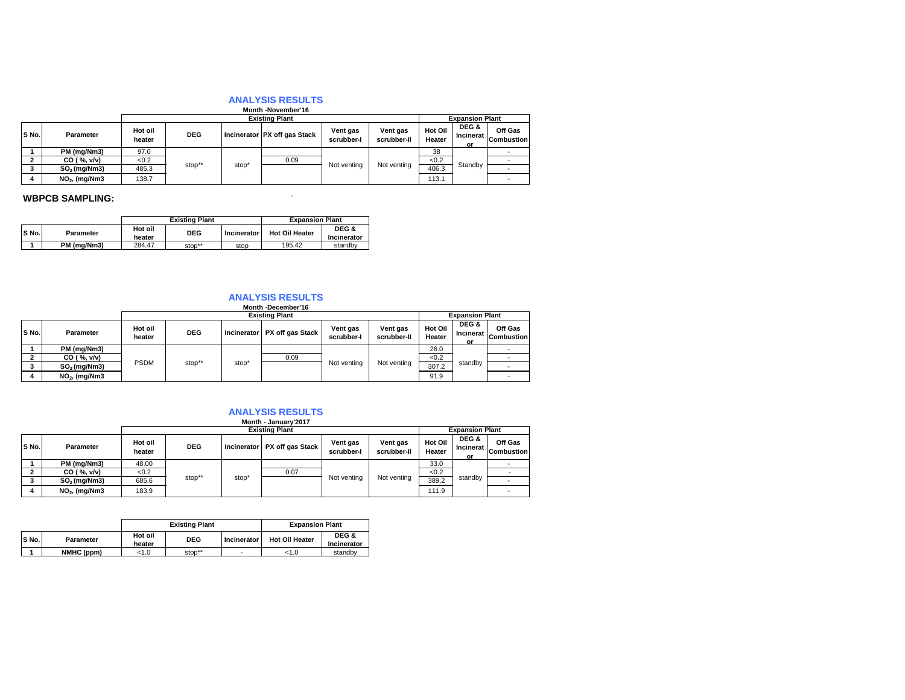## ANALYSIS RESULTS

**Month -November'16**

| S No. | Parameter | Existing Plant | | | | | | Expansion Plant | | |
|---|---|---|---|---|---|---|---|---|---|---|
| | | Hot oil heater | DEG | Incinerator | PX off gas Stack | Vent gas scrubber-I | Vent gas scrubber-II | Hot Oil Heater | DEG & Incinerator | Off Gas Combustion |
| 1 | PM (mg/Nm3) | 97.0 | stop** | stop* | | Not venting | Not venting | 38 | Standby | - |
| 2 | CO ( %, v/v) | <0.2 | | | 0.09 | | | <0.2 | | - |
| 3 | $SO_2$ (mg/Nm3) | 485.3 | | | | | | 406.3 | | - |
| 4 | $NO_2$, (mg/Nm3 | 138.7 | | | | | | 113.1 | | - |

**WBPCB SAMPLING:**

| S No. | Parameter | Existing Plant | | | Expansion Plant | |
|---|---|---|---|---|---|---|
| | | Hot oil heater | DEG | Incinerator | Hot Oil Heater | DEG & Incinerator |
| 1 | PM (mg/Nm3) | 284.47 | stop** | stop | 195.42 | standby |

## ANALYSIS RESULTS

**Month -December'16**

| S No. | Parameter | Existing Plant | | | | | | Expansion Plant | | |
|---|---|---|---|---|---|---|---|---|---|---|
| | | Hot oil heater | DEG | Incinerator | PX off gas Stack | Vent gas scrubber-I | Vent gas scrubber-II | Hot Oil Heater | DEG & Incinerator | Off Gas Combustion |
| 1 | PM (mg/Nm3) | PSDM | stop** | stop* | | Not venting | Not venting | 26.0 | standby | - |
| 2 | CO ( %, v/v) | | | | 0.09 | | | <0.2 | | - |
| 3 | $SO_2$ (mg/Nm3) | | | | | | | 307.2 | | - |
| 4 | $NO_2$, (mg/Nm3 | | | | | | | 91.9 | | - |

## ANALYSIS RESULTS

**Month - January'2017**

| S No. | Parameter | Existing Plant | | | | | | Expansion Plant | | |
|---|---|---|---|---|---|---|---|---|---|---|
| | | Hot oil heater | DEG | Incinerator | PX off gas Stack | Vent gas scrubber-I | Vent gas scrubber-II | Hot Oil Heater | DEG & Incinerator | Off Gas Combustion |
| 1 | PM (mg/Nm3) | 48.00 | stop** | stop* | | Not venting | Not venting | 33.0 | standby | - |
| 2 | CO ( %, v/v) | <0.2 | | | 0.07 | | | <0.2 | | - |
| 3 | $SO_2$ (mg/Nm3) | 685.6 | | | | | | 389.2 | | - |
| 4 | $NO_2$, (mg/Nm3 | 183.9 | | | | | | 111.9 | | - |

| S No. | Parameter | Existing Plant | | | Expansion Plant | |
|---|---|---|---|---|---|---|
| | | Hot oil heater | DEG | Incinerator | Hot Oil Heater | DEG & Incinerator |
| 1 | NMHC (ppm) | <1.0 | stop** | - | <1.0 | standby |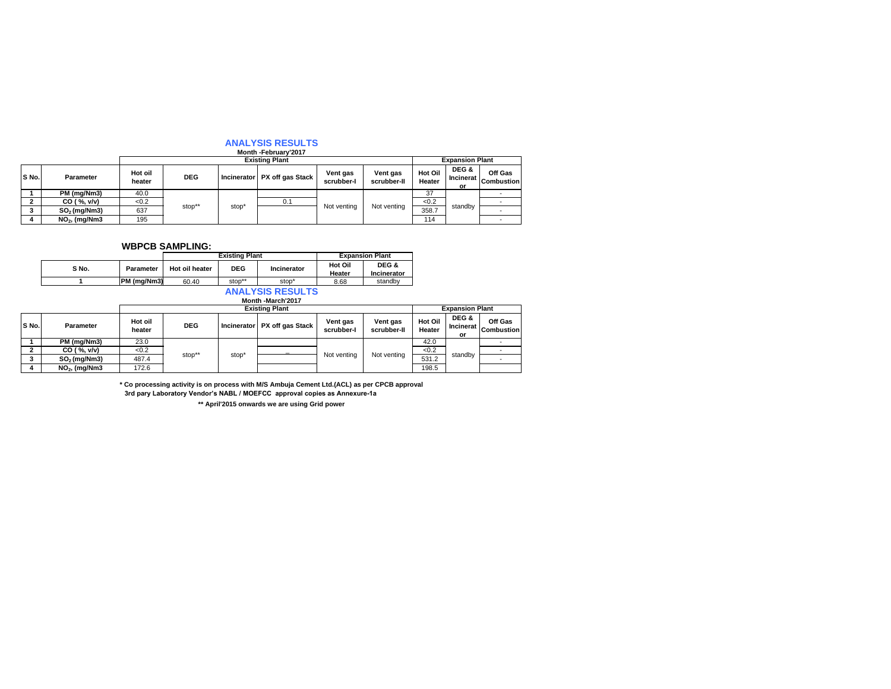## ANALYSIS RESULTS

**Month -February'2017**

| S No. | Parameter | Existing Plant | | | | | | Expansion Plant | | |
|---|---|---|---|---|---|---|---|---|---|---|
| | | Hot oil heater | DEG | Incinerator | PX off gas Stack | Vent gas scrubber-I | Vent gas scrubber-II | Hot Oil Heater | DEG & Incinerator | Off Gas Combustion |
| 1 | PM (mg/Nm3) | 40.0 | stop** | stop* | | Not venting | Not venting | 37 | standby | - |
| 2 | CO ( %, v/v) | <0.2 | | | 0.1 | | | <0.2 | | - |
| 3 | $SO_2$ (mg/Nm3) | 637 | | | | | | 358.7 | | - |
| 4 | $NO_2$, (mg/Nm3 | 195 | | | | | | 114 | | - |

### WBPCB SAMPLING:

| S No. | Parameter | Existing Plant | | | Expansion Plant | |
|---|---|---|---|---|---|---|
| | | Hot oil heater | DEG | Incinerator | Hot Oil Heater | DEG & Incinerator |
| 1 | PM (mg/Nm3) | 60.40 | stop** | stop* | 8.68 | standby |

## ANALYSIS RESULTS

**Month -March'2017**

| S No. | Parameter | Existing Plant | | | | | | Expansion Plant | | |
|---|---|---|---|---|---|---|---|---|---|---|
| | | Hot oil heater | DEG | Incinerator | PX off gas Stack | Vent gas scrubber-I | Vent gas scrubber-II | Hot Oil Heater | DEG & Incinerator | Off Gas Combustion |
| 1 | PM (mg/Nm3) | 23.0 | stop** | stop* | | Not venting | Not venting | 42.0 | standby | - |
| 2 | CO ( %, v/v) | <0.2 | | | _ | | | <0.2 | | - |
| 3 | $SO_2$ (mg/Nm3) | 487.4 | | | | | | 531.2 | | - |
| 4 | $NO_2$, (mg/Nm3 | 172.6 | | | | | | 198.5 | | |

**\* Co processing activity is on process with M/S Ambuja Cement Ltd.(ACL) as per CPCB approval**
**3rd pary Laboratory Vendor's NABL / MOEFCC approval copies as Annexure-1a**

**\*\* April'2015 onwards we are using Grid power**